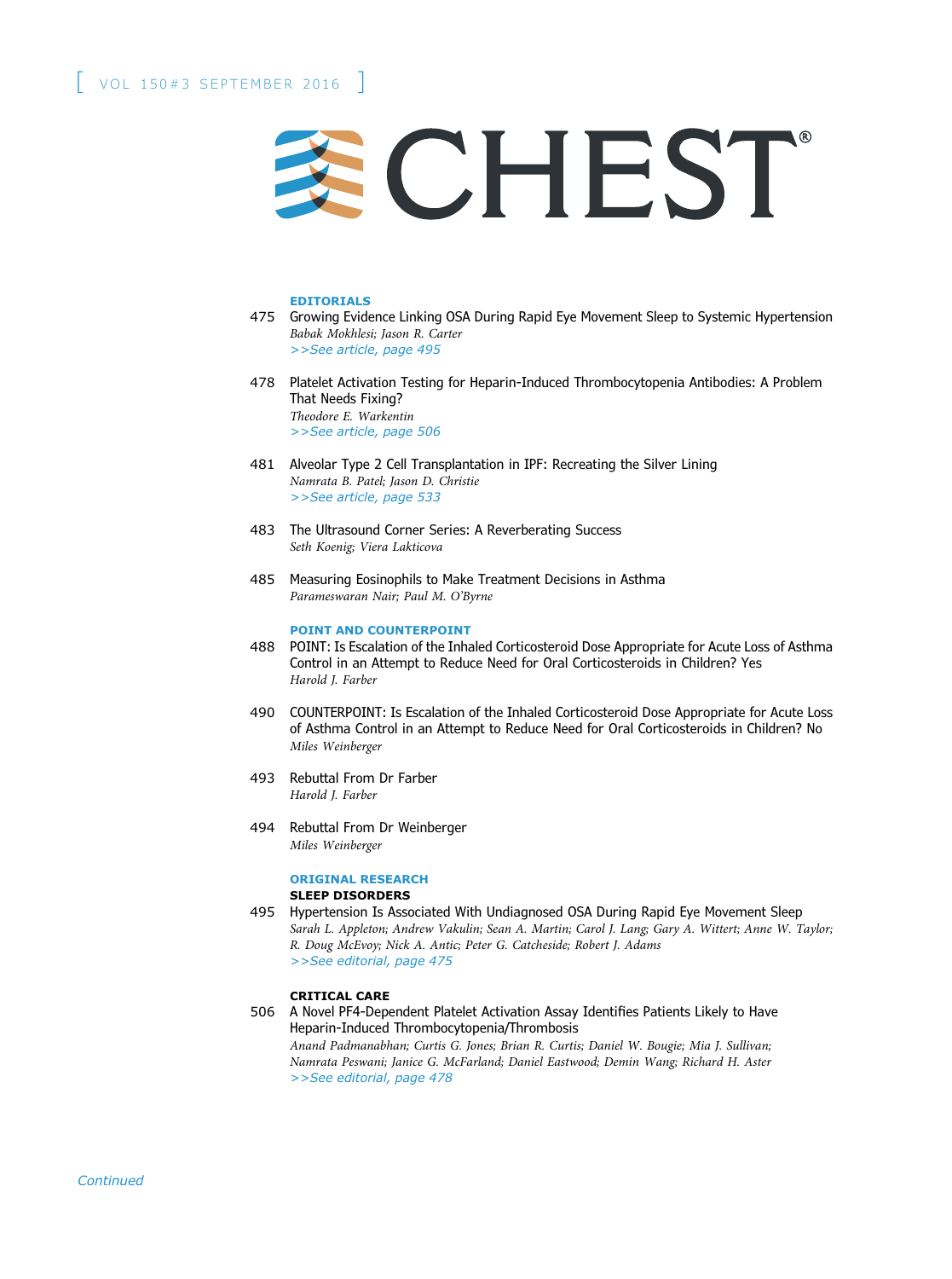# CHEST

VOL 150#3 SEPTEMBER 2016

## EDITORIALS

475 Growing Evidence Linking OSA During Rapid Eye Movement Sleep to Systemic Hypertension
*Babak Mokhlesi; Jason R. Carter*
>>See article, page 495

478 Platelet Activation Testing for Heparin-Induced Thrombocytopenia Antibodies: A Problem That Needs Fixing?
*Theodore E. Warkentin*
>>See article, page 506

481 Alveolar Type 2 Cell Transplantation in IPF: Recreating the Silver Lining
*Namrata B. Patel; Jason D. Christie*
>>See article, page 533

483 The Ultrasound Corner Series: A Reverberating Success
*Seth Koenig; Viera Lakticova*

485 Measuring Eosinophils to Make Treatment Decisions in Asthma
*Parameswaran Nair; Paul M. O'Byrne*

## POINT AND COUNTERPOINT

488 POINT: Is Escalation of the Inhaled Corticosteroid Dose Appropriate for Acute Loss of Asthma Control in an Attempt to Reduce Need for Oral Corticosteroids in Children? Yes
*Harold J. Farber*

490 COUNTERPOINT: Is Escalation of the Inhaled Corticosteroid Dose Appropriate for Acute Loss of Asthma Control in an Attempt to Reduce Need for Oral Corticosteroids in Children? No
*Miles Weinberger*

493 Rebuttal From Dr Farber
*Harold J. Farber*

494 Rebuttal From Dr Weinberger
*Miles Weinberger*

## ORIGINAL RESEARCH

### SLEEP DISORDERS

495 Hypertension Is Associated With Undiagnosed OSA During Rapid Eye Movement Sleep
*Sarah L. Appleton; Andrew Vakulin; Sean A. Martin; Carol J. Lang; Gary A. Wittert; Anne W. Taylor; R. Doug McEvoy; Nick A. Antic; Peter G. Catcheside; Robert J. Adams*
>>See editorial, page 475

### CRITICAL CARE

506 A Novel PF4-Dependent Platelet Activation Assay Identifies Patients Likely to Have Heparin-Induced Thrombocytopenia/Thrombosis
*Anand Padmanabhan; Curtis G. Jones; Brian R. Curtis; Daniel W. Bougie; Mia J. Sullivan; Namrata Peswani; Janice G. McFarland; Daniel Eastwood; Demin Wang; Richard H. Aster*
>>See editorial, page 478

*Continued*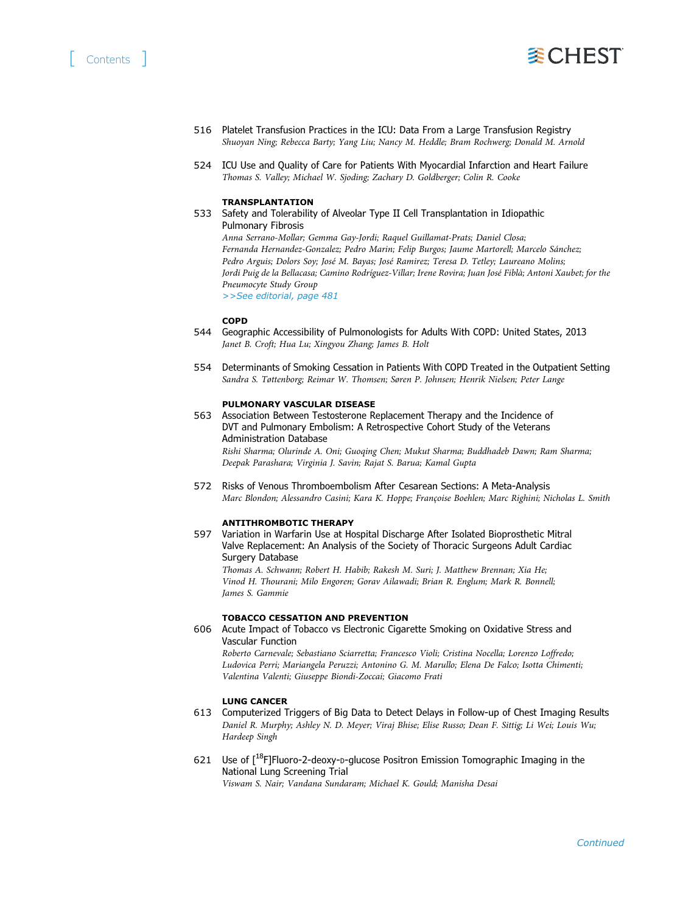516 Platelet Transfusion Practices in the ICU: Data From a Large Transfusion Registry
*Shuoyan Ning; Rebecca Barty; Yang Liu; Nancy M. Heddle; Bram Rochwerg; Donald M. Arnold*

524 ICU Use and Quality of Care for Patients With Myocardial Infarction and Heart Failure
*Thomas S. Valley; Michael W. Sjoding; Zachary D. Goldberger; Colin R. Cooke*

### TRANSPLANTATION

533 Safety and Tolerability of Alveolar Type II Cell Transplantation in Idiopathic Pulmonary Fibrosis
*Anna Serrano-Mollar; Gemma Gay-Jordi; Raquel Guillamat-Prats; Daniel Closa; Fernanda Hernandez-Gonzalez; Pedro Marin; Felip Burgos; Jaume Martorell; Marcelo Sánchez; Pedro Arguis; Dolors Soy; José M. Bayas; José Ramirez; Teresa D. Tetley; Laureano Molins; Jordi Puig de la Bellacasa; Camino Rodríguez-Villar; Irene Rovira; Juan José Fiblà; Antoni Xaubet; for the Pneumocyte Study Group*
*>>See editorial, page 481*

### COPD

544 Geographic Accessibility of Pulmonologists for Adults With COPD: United States, 2013
*Janet B. Croft; Hua Lu; Xingyou Zhang; James B. Holt*

554 Determinants of Smoking Cessation in Patients With COPD Treated in the Outpatient Setting
*Sandra S. Tøttenborg; Reimar W. Thomsen; Søren P. Johnsen; Henrik Nielsen; Peter Lange*

### PULMONARY VASCULAR DISEASE

563 Association Between Testosterone Replacement Therapy and the Incidence of DVT and Pulmonary Embolism: A Retrospective Cohort Study of the Veterans Administration Database
*Rishi Sharma; Olurinde A. Oni; Guoqing Chen; Mukut Sharma; Buddhadeb Dawn; Ram Sharma; Deepak Parashara; Virginia J. Savin; Rajat S. Barua; Kamal Gupta*

572 Risks of Venous Thromboembolism After Cesarean Sections: A Meta-Analysis
*Marc Blondon; Alessandro Casini; Kara K. Hoppe; Françoise Boehlen; Marc Righini; Nicholas L. Smith*

### ANTITHROMBOTIC THERAPY

597 Variation in Warfarin Use at Hospital Discharge After Isolated Bioprosthetic Mitral Valve Replacement: An Analysis of the Society of Thoracic Surgeons Adult Cardiac Surgery Database
*Thomas A. Schwann; Robert H. Habib; Rakesh M. Suri; J. Matthew Brennan; Xia He; Vinod H. Thourani; Milo Engoren; Gorav Ailawadi; Brian R. Englum; Mark R. Bonnell; James S. Gammie*

### TOBACCO CESSATION AND PREVENTION

606 Acute Impact of Tobacco vs Electronic Cigarette Smoking on Oxidative Stress and Vascular Function
*Roberto Carnevale; Sebastiano Sciarretta; Francesco Violi; Cristina Nocella; Lorenzo Loffredo; Ludovica Perri; Mariangela Peruzzi; Antonino G. M. Marullo; Elena De Falco; Isotta Chimenti; Valentina Valenti; Giuseppe Biondi-Zoccai; Giacomo Frati*

### LUNG CANCER

613 Computerized Triggers of Big Data to Detect Delays in Follow-up of Chest Imaging Results
*Daniel R. Murphy; Ashley N. D. Meyer; Viraj Bhise; Elise Russo; Dean F. Sittig; Li Wei; Louis Wu; Hardeep Singh*

621 Use of [$^{18}$F]Fluoro-2-deoxy-D-glucose Positron Emission Tomographic Imaging in the National Lung Screening Trial
*Viswam S. Nair; Vandana Sundaram; Michael K. Gould; Manisha Desai*

*Continued*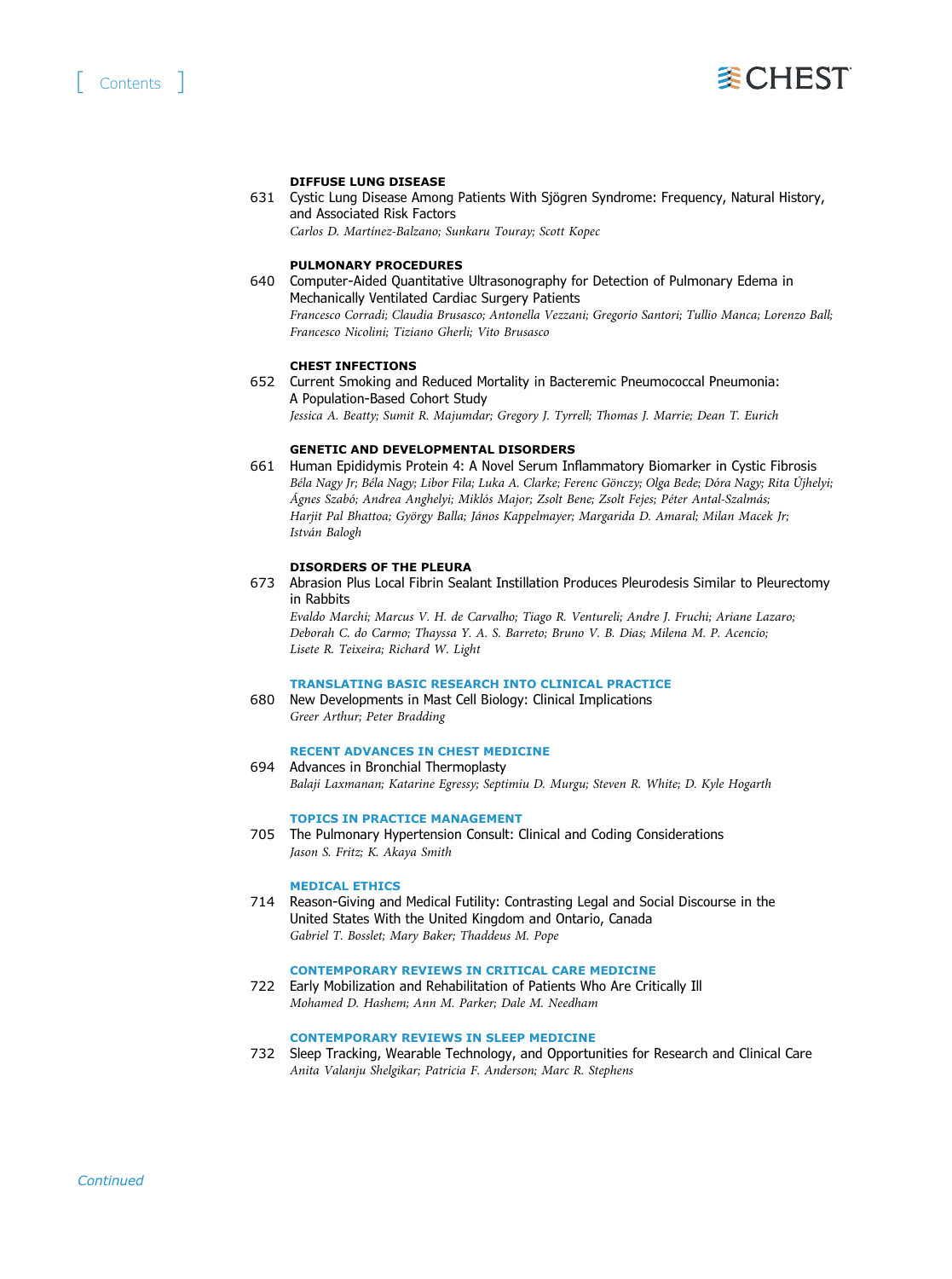### DIFFUSE LUNG DISEASE

631 Cystic Lung Disease Among Patients With Sjögren Syndrome: Frequency, Natural History, and Associated Risk Factors
*Carlos D. Martínez-Balzano; Sunkaru Touray; Scott Kopec*

### PULMONARY PROCEDURES

640 Computer-Aided Quantitative Ultrasonography for Detection of Pulmonary Edema in Mechanically Ventilated Cardiac Surgery Patients
*Francesco Corradi; Claudia Brusasco; Antonella Vezzani; Gregorio Santori; Tullio Manca; Lorenzo Ball; Francesco Nicolini; Tiziano Gherli; Vito Brusasco*

### CHEST INFECTIONS

652 Current Smoking and Reduced Mortality in Bacteremic Pneumococcal Pneumonia: A Population-Based Cohort Study
*Jessica A. Beatty; Sumit R. Majumdar; Gregory J. Tyrrell; Thomas J. Marrie; Dean T. Eurich*

### GENETIC AND DEVELOPMENTAL DISORDERS

661 Human Epididymis Protein 4: A Novel Serum Inflammatory Biomarker in Cystic Fibrosis
*Béla Nagy Jr; Béla Nagy; Libor Fila; Luka A. Clarke; Ferenc Gönczy; Olga Bede; Dóra Nagy; Rita Újhelyi; Ágnes Szabó; Andrea Anghelyi; Miklós Major; Zsolt Bene; Zsolt Fejes; Péter Antal-Szalmás; Harjit Pal Bhattoa; György Balla; János Kappelmayer; Margarida D. Amaral; Milan Macek Jr; István Balogh*

### DISORDERS OF THE PLEURA

673 Abrasion Plus Local Fibrin Sealant Instillation Produces Pleurodesis Similar to Pleurectomy in Rabbits
*Evaldo Marchi; Marcus V. H. de Carvalho; Tiago R. Ventureli; Andre J. Fruchi; Ariane Lazaro; Deborah C. do Carmo; Thayssa Y. A. S. Barreto; Bruno V. B. Dias; Milena M. P. Acencio; Lisete R. Teixeira; Richard W. Light*

### TRANSLATING BASIC RESEARCH INTO CLINICAL PRACTICE

680 New Developments in Mast Cell Biology: Clinical Implications
*Greer Arthur; Peter Bradding*

### RECENT ADVANCES IN CHEST MEDICINE

694 Advances in Bronchial Thermoplasty
*Balaji Laxmanan; Katarine Egressy; Septimiu D. Murgu; Steven R. White; D. Kyle Hogarth*

### TOPICS IN PRACTICE MANAGEMENT

705 The Pulmonary Hypertension Consult: Clinical and Coding Considerations
*Jason S. Fritz; K. Akaya Smith*

### MEDICAL ETHICS

714 Reason-Giving and Medical Futility: Contrasting Legal and Social Discourse in the United States With the United Kingdom and Ontario, Canada
*Gabriel T. Bosslet; Mary Baker; Thaddeus M. Pope*

### CONTEMPORARY REVIEWS IN CRITICAL CARE MEDICINE

722 Early Mobilization and Rehabilitation of Patients Who Are Critically Ill
*Mohamed D. Hashem; Ann M. Parker; Dale M. Needham*

### CONTEMPORARY REVIEWS IN SLEEP MEDICINE

732 Sleep Tracking, Wearable Technology, and Opportunities for Research and Clinical Care
*Anita Valanju Shelgikar; Patricia F. Anderson; Marc R. Stephens*

*Continued*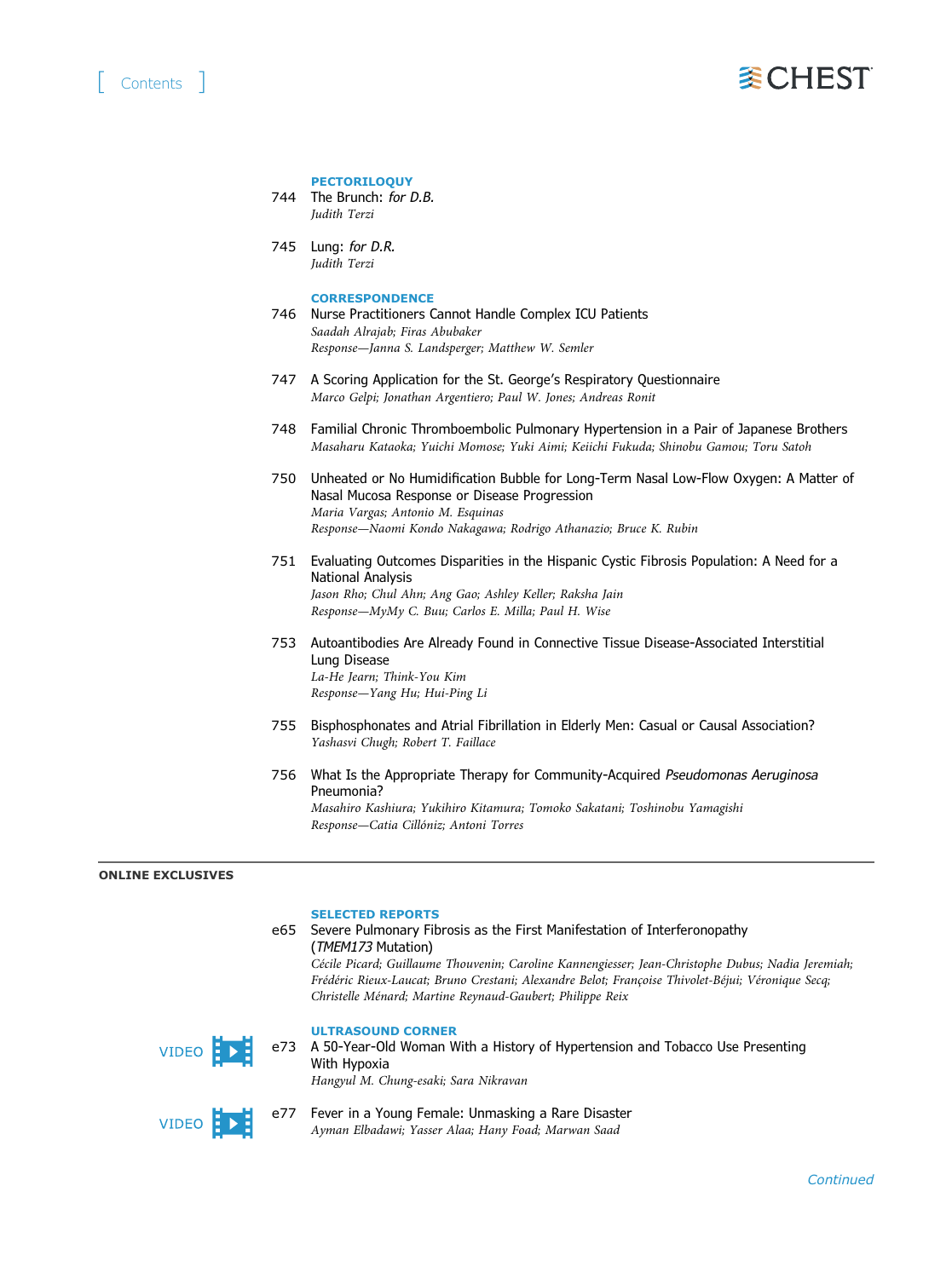### PECTORILOQUY

744 The Brunch: *for D.B.*
*Judith Terzi*

745 Lung: *for D.R.*
*Judith Terzi*

### CORRESPONDENCE

746 Nurse Practitioners Cannot Handle Complex ICU Patients
*Saadah Alrajab; Firas Abubaker*
*Response—Janna S. Landsperger; Matthew W. Semler*

747 A Scoring Application for the St. George's Respiratory Questionnaire
*Marco Gelpi; Jonathan Argentiero; Paul W. Jones; Andreas Ronit*

748 Familial Chronic Thromboembolic Pulmonary Hypertension in a Pair of Japanese Brothers
*Masaharu Kataoka; Yuichi Momose; Yuki Aimi; Keiichi Fukuda; Shinobu Gamou; Toru Satoh*

750 Unheated or No Humidification Bubble for Long-Term Nasal Low-Flow Oxygen: A Matter of Nasal Mucosa Response or Disease Progression
*Maria Vargas; Antonio M. Esquinas*
*Response—Naomi Kondo Nakagawa; Rodrigo Athanazio; Bruce K. Rubin*

751 Evaluating Outcomes Disparities in the Hispanic Cystic Fibrosis Population: A Need for a National Analysis
*Jason Rho; Chul Ahn; Ang Gao; Ashley Keller; Raksha Jain*
*Response—MyMy C. Buu; Carlos E. Milla; Paul H. Wise*

753 Autoantibodies Are Already Found in Connective Tissue Disease-Associated Interstitial Lung Disease
*La-He Jearn; Think-You Kim*
*Response—Yang Hu; Hui-Ping Li*

755 Bisphosphonates and Atrial Fibrillation in Elderly Men: Casual or Causal Association?
*Yashasvi Chugh; Robert T. Faillace*

756 What Is the Appropriate Therapy for Community-Acquired *Pseudomonas Aeruginosa* Pneumonia?
*Masahiro Kashiura; Yukihiro Kitamura; Tomoko Sakatani; Toshinobu Yamagishi*
*Response—Catia Cillóniz; Antoni Torres*

## ONLINE EXCLUSIVES

### SELECTED REPORTS

e65 Severe Pulmonary Fibrosis as the First Manifestation of Interferonopathy (*TMEM173* Mutation)
*Cécile Picard; Guillaume Thouvenin; Caroline Kannengiesser; Jean-Christophe Dubus; Nadia Jeremiah; Frédéric Rieux-Laucat; Bruno Crestani; Alexandre Belot; Françoise Thivolet-Béjui; Véronique Secq; Christelle Ménard; Martine Reynaud-Gaubert; Philippe Reix*

### ULTRASOUND CORNER

VIDEO e73 A 50-Year-Old Woman With a History of Hypertension and Tobacco Use Presenting With Hypoxia
*Hangyul M. Chung-esaki; Sara Nikravan*

VIDEO e77 Fever in a Young Female: Unmasking a Rare Disaster
*Ayman Elbadawi; Yasser Alaa; Hany Foad; Marwan Saad*

*Continued*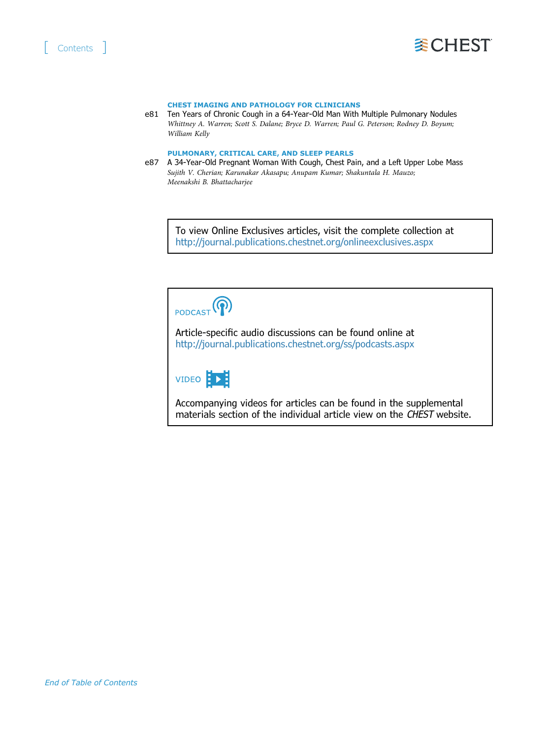### CHEST IMAGING AND PATHOLOGY FOR CLINICIANS

e81 Ten Years of Chronic Cough in a 64-Year-Old Man With Multiple Pulmonary Nodules
*Whittney A. Warren; Scott S. Dalane; Bryce D. Warren; Paul G. Peterson; Rodney D. Boyum; William Kelly*

### PULMONARY, CRITICAL CARE, AND SLEEP PEARLS

e87 A 34-Year-Old Pregnant Woman With Cough, Chest Pain, and a Left Upper Lobe Mass
*Sujith V. Cherian; Karunakar Akasapu; Anupam Kumar; Shakuntala H. Mauzo; Meenakshi B. Bhattacharjee*

To view Online Exclusives articles, visit the complete collection at
http://journal.publications.chestnet.org/onlineexclusives.aspx

PODCAST

Article-specific audio discussions can be found online at
http://journal.publications.chestnet.org/ss/podcasts.aspx

VIDEO

Accompanying videos for articles can be found in the supplemental materials section of the individual article view on the *CHEST* website.

*End of Table of Contents*